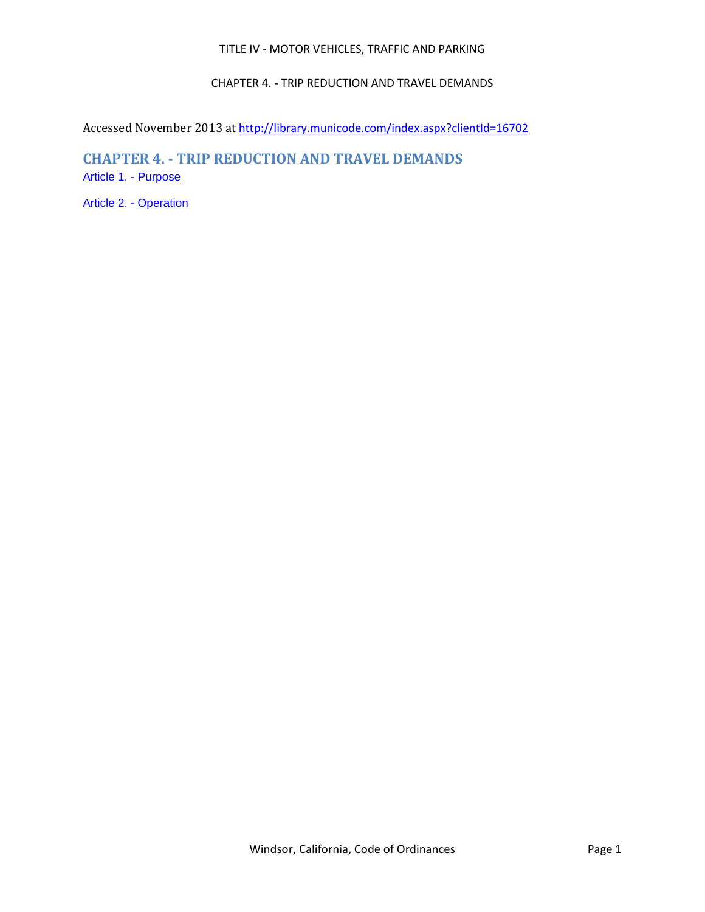TITLE IV - MOTOR VEHICLES, TRAFFIC AND PARKING

CHAPTER 4. - TRIP REDUCTION AND TRAVEL DEMANDS

Accessed November 2013 at http://library.municode.com/index.aspx?clientId=16702

## CHAPTER 4. - TRIP REDUCTION AND TRAVEL DEMANDS

Article 1. - Purpose

Article 2. - Operation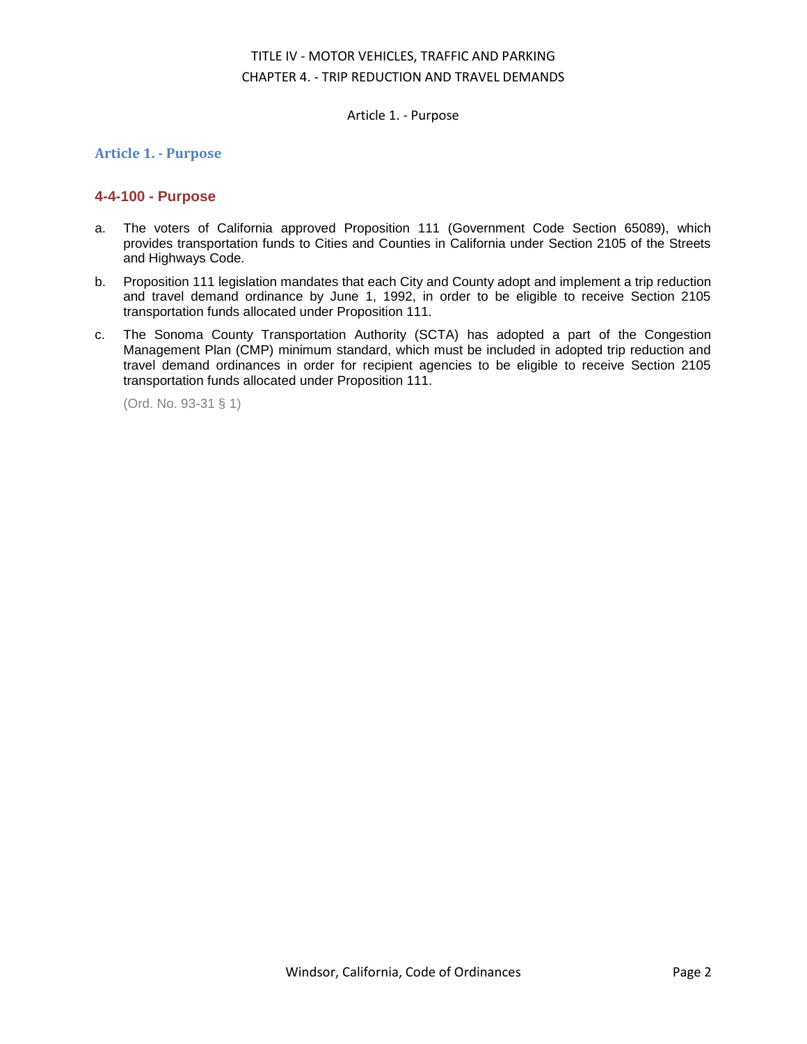## Article 1. - Purpose

### 4-4-100 - Purpose

a. The voters of California approved Proposition 111 (Government Code Section 65089), which provides transportation funds to Cities and Counties in California under Section 2105 of the Streets and Highways Code.

b. Proposition 111 legislation mandates that each City and County adopt and implement a trip reduction and travel demand ordinance by June 1, 1992, in order to be eligible to receive Section 2105 transportation funds allocated under Proposition 111.

c. The Sonoma County Transportation Authority (SCTA) has adopted a part of the Congestion Management Plan (CMP) minimum standard, which must be included in adopted trip reduction and travel demand ordinances in order for recipient agencies to be eligible to receive Section 2105 transportation funds allocated under Proposition 111.

(Ord. No. 93-31 § 1)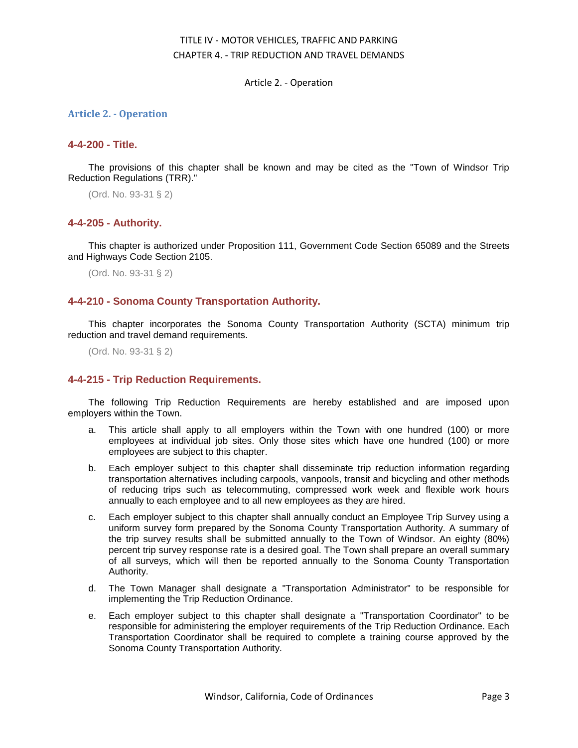## Article 2. - Operation

### 4-4-200 - Title.

The provisions of this chapter shall be known and may be cited as the "Town of Windsor Trip Reduction Regulations (TRR)."

(Ord. No. 93-31 § 2)

### 4-4-205 - Authority.

This chapter is authorized under Proposition 111, Government Code Section 65089 and the Streets and Highways Code Section 2105.

(Ord. No. 93-31 § 2)

### 4-4-210 - Sonoma County Transportation Authority.

This chapter incorporates the Sonoma County Transportation Authority (SCTA) minimum trip reduction and travel demand requirements.

(Ord. No. 93-31 § 2)

### 4-4-215 - Trip Reduction Requirements.

The following Trip Reduction Requirements are hereby established and are imposed upon employers within the Town.

a. This article shall apply to all employers within the Town with one hundred (100) or more employees at individual job sites. Only those sites which have one hundred (100) or more employees are subject to this chapter.

b. Each employer subject to this chapter shall disseminate trip reduction information regarding transportation alternatives including carpools, vanpools, transit and bicycling and other methods of reducing trips such as telecommuting, compressed work week and flexible work hours annually to each employee and to all new employees as they are hired.

c. Each employer subject to this chapter shall annually conduct an Employee Trip Survey using a uniform survey form prepared by the Sonoma County Transportation Authority. A summary of the trip survey results shall be submitted annually to the Town of Windsor. An eighty (80%) percent trip survey response rate is a desired goal. The Town shall prepare an overall summary of all surveys, which will then be reported annually to the Sonoma County Transportation Authority.

d. The Town Manager shall designate a "Transportation Administrator" to be responsible for implementing the Trip Reduction Ordinance.

e. Each employer subject to this chapter shall designate a "Transportation Coordinator" to be responsible for administering the employer requirements of the Trip Reduction Ordinance. Each Transportation Coordinator shall be required to complete a training course approved by the Sonoma County Transportation Authority.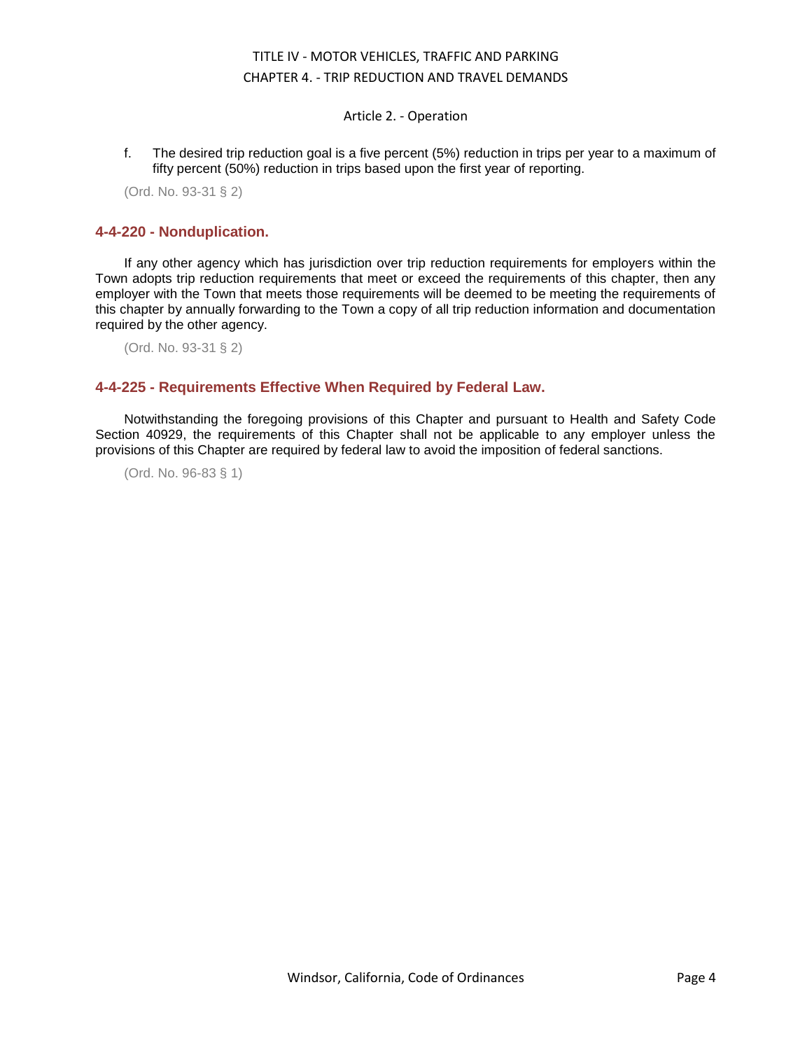f. The desired trip reduction goal is a five percent (5%) reduction in trips per year to a maximum of fifty percent (50%) reduction in trips based upon the first year of reporting.

(Ord. No. 93-31 § 2)

### 4-4-220 - Nonduplication.

If any other agency which has jurisdiction over trip reduction requirements for employers within the Town adopts trip reduction requirements that meet or exceed the requirements of this chapter, then any employer with the Town that meets those requirements will be deemed to be meeting the requirements of this chapter by annually forwarding to the Town a copy of all trip reduction information and documentation required by the other agency.

(Ord. No. 93-31 § 2)

### 4-4-225 - Requirements Effective When Required by Federal Law.

Notwithstanding the foregoing provisions of this Chapter and pursuant to Health and Safety Code Section 40929, the requirements of this Chapter shall not be applicable to any employer unless the provisions of this Chapter are required by federal law to avoid the imposition of federal sanctions.

(Ord. No. 96-83 § 1)